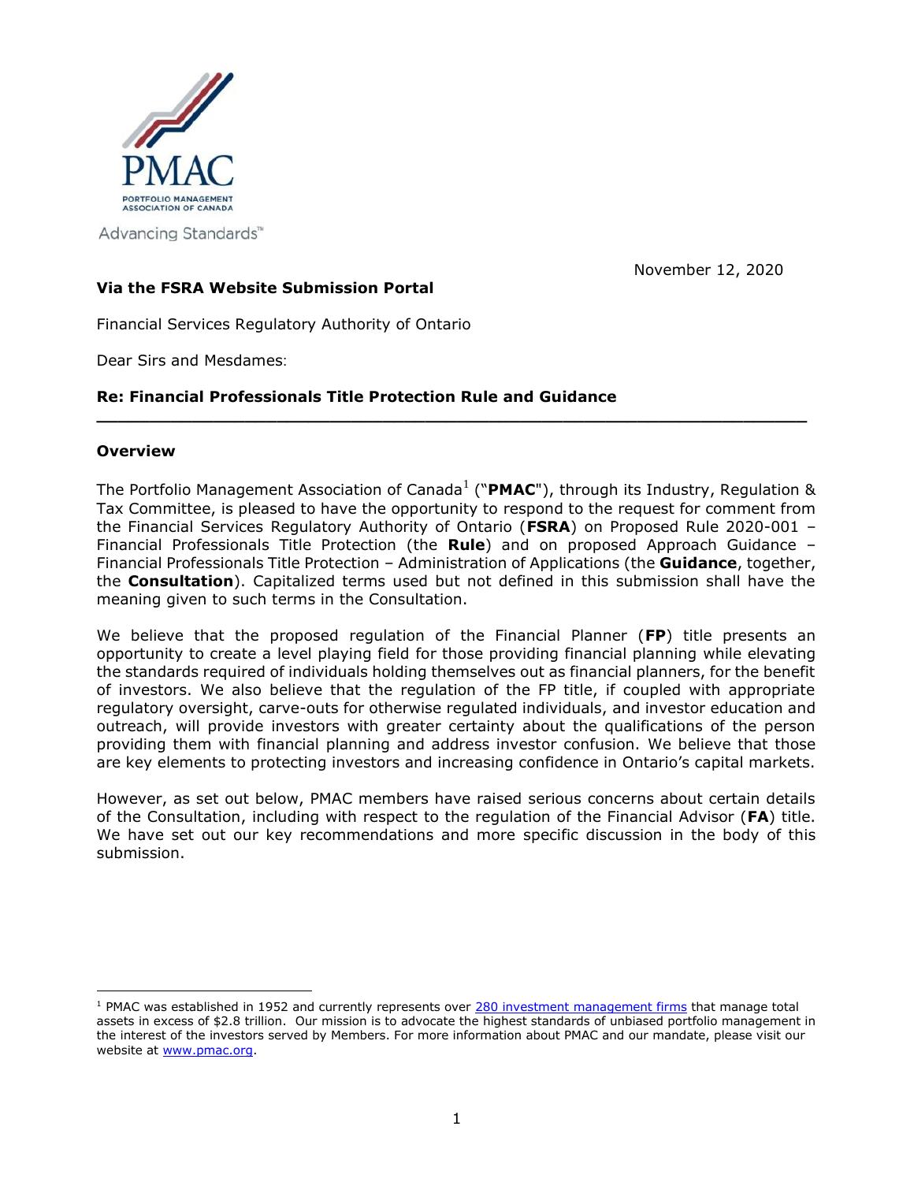PMAC

PORTFOLIO MANAGEMENT ASSOCIATION OF CANADA

Advancing Standards™

November 12, 2020

**Via the FSRA Website Submission Portal**

Financial Services Regulatory Authority of Ontario

Dear Sirs and Mesdames:

**Re: Financial Professionals Title Protection Rule and Guidance**

---

**Overview**

The Portfolio Management Association of Canada[1] ("**PMAC**"), through its Industry, Regulation & Tax Committee, is pleased to have the opportunity to respond to the request for comment from the Financial Services Regulatory Authority of Ontario (**FSRA**) on Proposed Rule 2020-001 – Financial Professionals Title Protection (the **Rule**) and on proposed Approach Guidance – Financial Professionals Title Protection – Administration of Applications (the **Guidance**, together, the **Consultation**). Capitalized terms used but not defined in this submission shall have the meaning given to such terms in the Consultation.

We believe that the proposed regulation of the Financial Planner (**FP**) title presents an opportunity to create a level playing field for those providing financial planning while elevating the standards required of individuals holding themselves out as financial planners, for the benefit of investors. We also believe that the regulation of the FP title, if coupled with appropriate regulatory oversight, carve-outs for otherwise regulated individuals, and investor education and outreach, will provide investors with greater certainty about the qualifications of the person providing them with financial planning and address investor confusion. We believe that those are key elements to protecting investors and increasing confidence in Ontario's capital markets.

However, as set out below, PMAC members have raised serious concerns about certain details of the Consultation, including with respect to the regulation of the Financial Advisor (**FA**) title. We have set out our key recommendations and more specific discussion in the body of this submission.

---

[1] PMAC was established in 1952 and currently represents over 280 investment management firms that manage total assets in excess of $2.8 trillion. Our mission is to advocate the highest standards of unbiased portfolio management in the interest of the investors served by Members. For more information about PMAC and our mandate, please visit our website at www.pmac.org.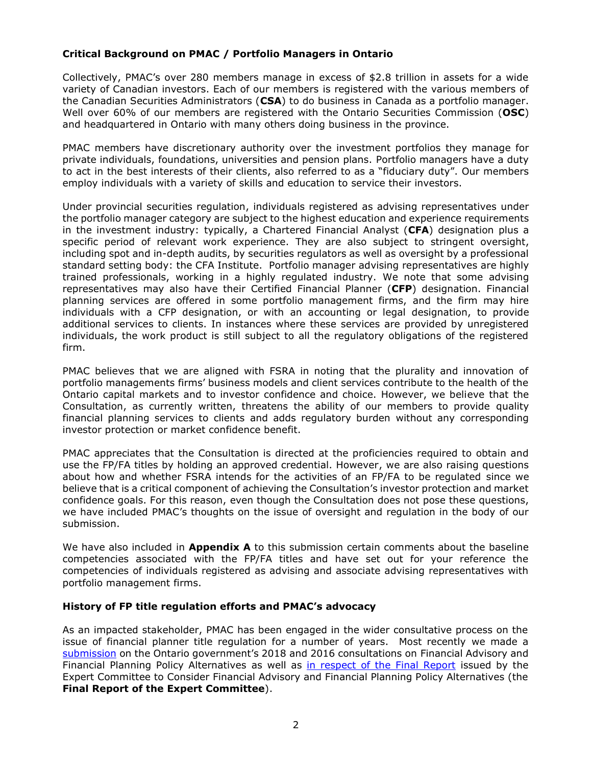**Critical Background on PMAC / Portfolio Managers in Ontario**

Collectively, PMAC's over 280 members manage in excess of $2.8 trillion in assets for a wide variety of Canadian investors. Each of our members is registered with the various members of the Canadian Securities Administrators (**CSA**) to do business in Canada as a portfolio manager. Well over 60% of our members are registered with the Ontario Securities Commission (**OSC**) and headquartered in Ontario with many others doing business in the province.

PMAC members have discretionary authority over the investment portfolios they manage for private individuals, foundations, universities and pension plans. Portfolio managers have a duty to act in the best interests of their clients, also referred to as a "fiduciary duty". Our members employ individuals with a variety of skills and education to service their investors.

Under provincial securities regulation, individuals registered as advising representatives under the portfolio manager category are subject to the highest education and experience requirements in the investment industry: typically, a Chartered Financial Analyst (**CFA**) designation plus a specific period of relevant work experience. They are also subject to stringent oversight, including spot and in-depth audits, by securities regulators as well as oversight by a professional standard setting body: the CFA Institute. Portfolio manager advising representatives are highly trained professionals, working in a highly regulated industry. We note that some advising representatives may also have their Certified Financial Planner (**CFP**) designation. Financial planning services are offered in some portfolio management firms, and the firm may hire individuals with a CFP designation, or with an accounting or legal designation, to provide additional services to clients. In instances where these services are provided by unregistered individuals, the work product is still subject to all the regulatory obligations of the registered firm.

PMAC believes that we are aligned with FSRA in noting that the plurality and innovation of portfolio managements firms' business models and client services contribute to the health of the Ontario capital markets and to investor confidence and choice. However, we believe that the Consultation, as currently written, threatens the ability of our members to provide quality financial planning services to clients and adds regulatory burden without any corresponding investor protection or market confidence benefit.

PMAC appreciates that the Consultation is directed at the proficiencies required to obtain and use the FP/FA titles by holding an approved credential. However, we are also raising questions about how and whether FSRA intends for the activities of an FP/FA to be regulated since we believe that is a critical component of achieving the Consultation's investor protection and market confidence goals. For this reason, even though the Consultation does not pose these questions, we have included PMAC's thoughts on the issue of oversight and regulation in the body of our submission.

We have also included in **Appendix A** to this submission certain comments about the baseline competencies associated with the FP/FA titles and have set out for your reference the competencies of individuals registered as advising and associate advising representatives with portfolio management firms.

**History of FP title regulation efforts and PMAC's advocacy**

As an impacted stakeholder, PMAC has been engaged in the wider consultative process on the issue of financial planner title regulation for a number of years. Most recently we made a submission on the Ontario government's 2018 and 2016 consultations on Financial Advisory and Financial Planning Policy Alternatives as well as in respect of the Final Report issued by the Expert Committee to Consider Financial Advisory and Financial Planning Policy Alternatives (the **Final Report of the Expert Committee**).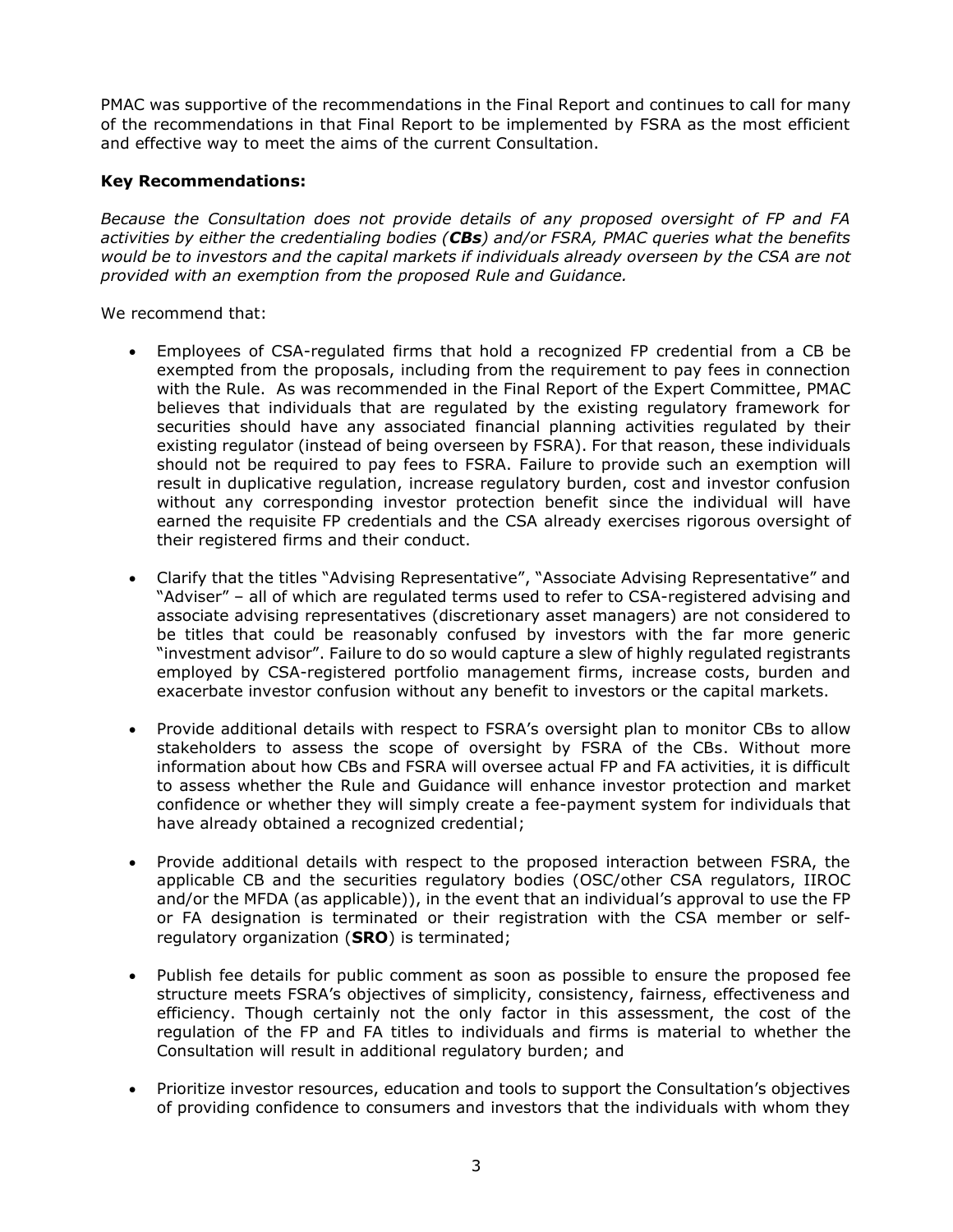PMAC was supportive of the recommendations in the Final Report and continues to call for many of the recommendations in that Final Report to be implemented by FSRA as the most efficient and effective way to meet the aims of the current Consultation.

**Key Recommendations:**

*Because the Consultation does not provide details of any proposed oversight of FP and FA activities by either the credentialing bodies (**CBs**) and/or FSRA, PMAC queries what the benefits would be to investors and the capital markets if individuals already overseen by the CSA are not provided with an exemption from the proposed Rule and Guidance.*

We recommend that:

- Employees of CSA-regulated firms that hold a recognized FP credential from a CB be exempted from the proposals, including from the requirement to pay fees in connection with the Rule. As was recommended in the Final Report of the Expert Committee, PMAC believes that individuals that are regulated by the existing regulatory framework for securities should have any associated financial planning activities regulated by their existing regulator (instead of being overseen by FSRA). For that reason, these individuals should not be required to pay fees to FSRA. Failure to provide such an exemption will result in duplicative regulation, increase regulatory burden, cost and investor confusion without any corresponding investor protection benefit since the individual will have earned the requisite FP credentials and the CSA already exercises rigorous oversight of their registered firms and their conduct.

- Clarify that the titles "Advising Representative", "Associate Advising Representative" and "Adviser" – all of which are regulated terms used to refer to CSA-registered advising and associate advising representatives (discretionary asset managers) are not considered to be titles that could be reasonably confused by investors with the far more generic "investment advisor". Failure to do so would capture a slew of highly regulated registrants employed by CSA-registered portfolio management firms, increase costs, burden and exacerbate investor confusion without any benefit to investors or the capital markets.

- Provide additional details with respect to FSRA's oversight plan to monitor CBs to allow stakeholders to assess the scope of oversight by FSRA of the CBs. Without more information about how CBs and FSRA will oversee actual FP and FA activities, it is difficult to assess whether the Rule and Guidance will enhance investor protection and market confidence or whether they will simply create a fee-payment system for individuals that have already obtained a recognized credential;

- Provide additional details with respect to the proposed interaction between FSRA, the applicable CB and the securities regulatory bodies (OSC/other CSA regulators, IIROC and/or the MFDA (as applicable)), in the event that an individual's approval to use the FP or FA designation is terminated or their registration with the CSA member or self-regulatory organization (**SRO**) is terminated;

- Publish fee details for public comment as soon as possible to ensure the proposed fee structure meets FSRA's objectives of simplicity, consistency, fairness, effectiveness and efficiency. Though certainly not the only factor in this assessment, the cost of the regulation of the FP and FA titles to individuals and firms is material to whether the Consultation will result in additional regulatory burden; and

- Prioritize investor resources, education and tools to support the Consultation's objectives of providing confidence to consumers and investors that the individuals with whom they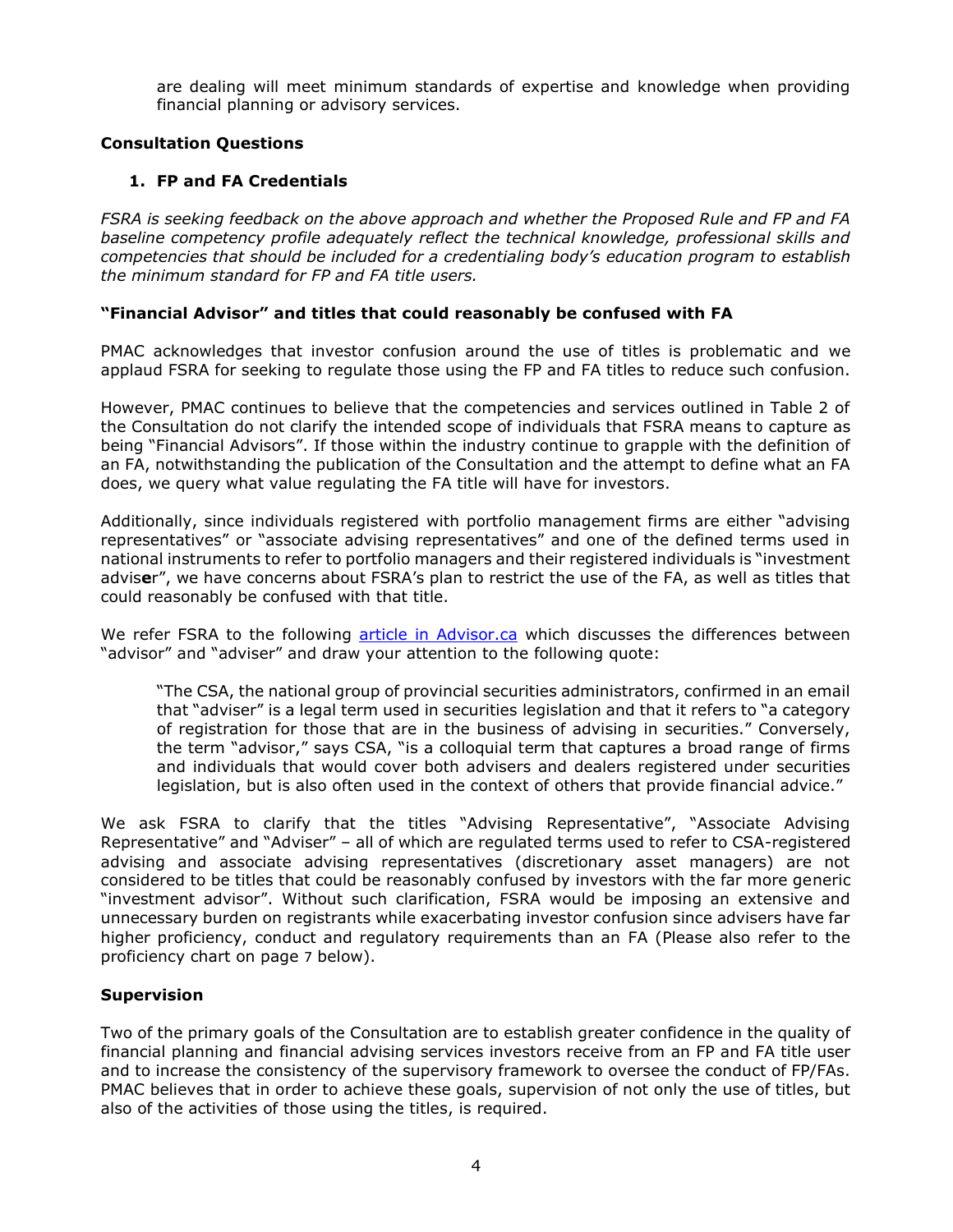are dealing will meet minimum standards of expertise and knowledge when providing financial planning or advisory services.

**Consultation Questions**

1. **FP and FA Credentials**

*FSRA is seeking feedback on the above approach and whether the Proposed Rule and FP and FA baseline competency profile adequately reflect the technical knowledge, professional skills and competencies that should be included for a credentialing body's education program to establish the minimum standard for FP and FA title users.*

**"Financial Advisor" and titles that could reasonably be confused with FA**

PMAC acknowledges that investor confusion around the use of titles is problematic and we applaud FSRA for seeking to regulate those using the FP and FA titles to reduce such confusion.

However, PMAC continues to believe that the competencies and services outlined in Table 2 of the Consultation do not clarify the intended scope of individuals that FSRA means to capture as being "Financial Advisors". If those within the industry continue to grapple with the definition of an FA, notwithstanding the publication of the Consultation and the attempt to define what an FA does, we query what value regulating the FA title will have for investors.

Additionally, since individuals registered with portfolio management firms are either "advising representatives" or "associate advising representatives" and one of the defined terms used in national instruments to refer to portfolio managers and their registered individuals is "investment advis**e**r", we have concerns about FSRA's plan to restrict the use of the FA, as well as titles that could reasonably be confused with that title.

We refer FSRA to the following article in Advisor.ca which discusses the differences between "advisor" and "adviser" and draw your attention to the following quote:

> "The CSA, the national group of provincial securities administrators, confirmed in an email that "adviser" is a legal term used in securities legislation and that it refers to "a category of registration for those that are in the business of advising in securities." Conversely, the term "advisor," says CSA, "is a colloquial term that captures a broad range of firms and individuals that would cover both advisers and dealers registered under securities legislation, but is also often used in the context of others that provide financial advice."

We ask FSRA to clarify that the titles "Advising Representative", "Associate Advising Representative" and "Adviser" – all of which are regulated terms used to refer to CSA-registered advising and associate advising representatives (discretionary asset managers) are not considered to be titles that could be reasonably confused by investors with the far more generic "investment advisor". Without such clarification, FSRA would be imposing an extensive and unnecessary burden on registrants while exacerbating investor confusion since advisers have far higher proficiency, conduct and regulatory requirements than an FA (Please also refer to the proficiency chart on page 7 below).

**Supervision**

Two of the primary goals of the Consultation are to establish greater confidence in the quality of financial planning and financial advising services investors receive from an FP and FA title user and to increase the consistency of the supervisory framework to oversee the conduct of FP/FAs. PMAC believes that in order to achieve these goals, supervision of not only the use of titles, but also of the activities of those using the titles, is required.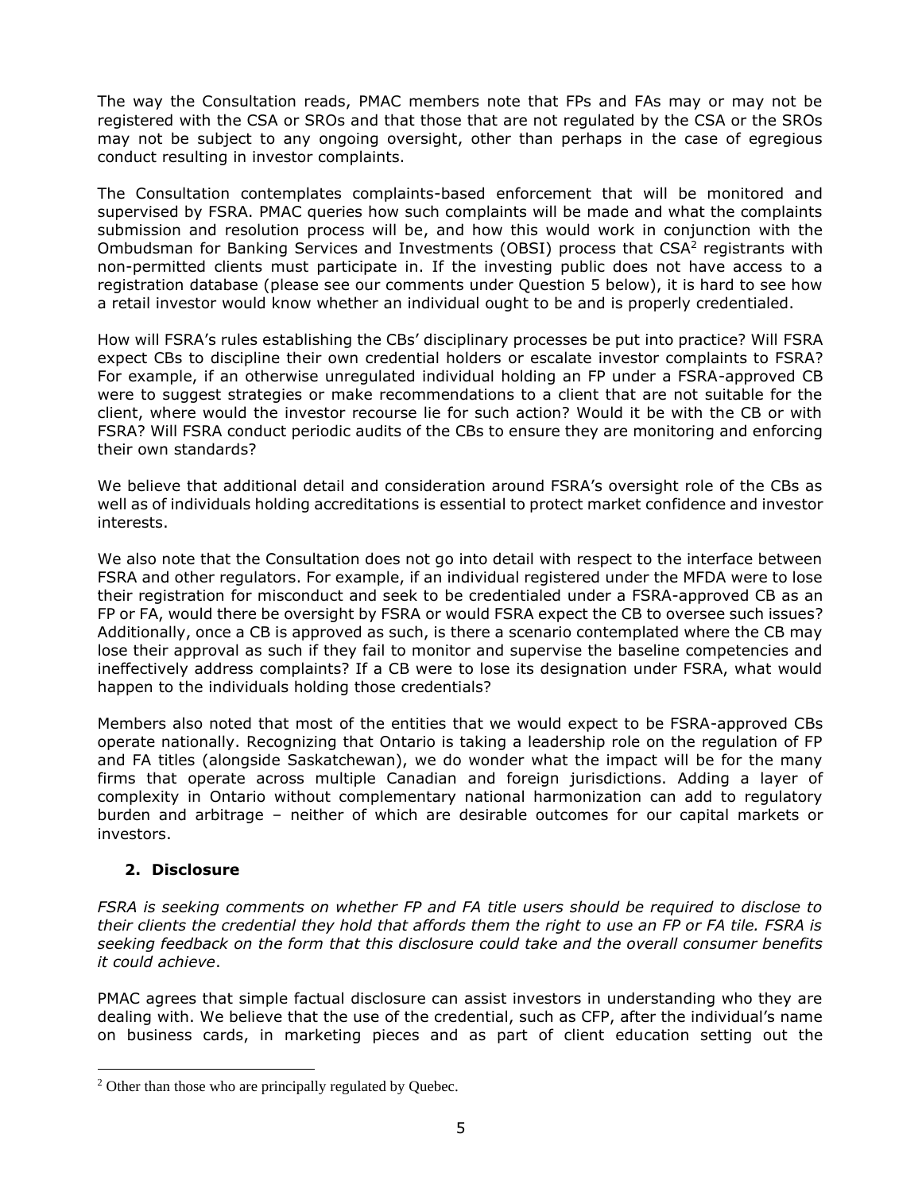The way the Consultation reads, PMAC members note that FPs and FAs may or may not be registered with the CSA or SROs and that those that are not regulated by the CSA or the SROs may not be subject to any ongoing oversight, other than perhaps in the case of egregious conduct resulting in investor complaints.

The Consultation contemplates complaints-based enforcement that will be monitored and supervised by FSRA. PMAC queries how such complaints will be made and what the complaints submission and resolution process will be, and how this would work in conjunction with the Ombudsman for Banking Services and Investments (OBSI) process that CSA[2] registrants with non-permitted clients must participate in. If the investing public does not have access to a registration database (please see our comments under Question 5 below), it is hard to see how a retail investor would know whether an individual ought to be and is properly credentialed.

How will FSRA's rules establishing the CBs' disciplinary processes be put into practice? Will FSRA expect CBs to discipline their own credential holders or escalate investor complaints to FSRA? For example, if an otherwise unregulated individual holding an FP under a FSRA-approved CB were to suggest strategies or make recommendations to a client that are not suitable for the client, where would the investor recourse lie for such action? Would it be with the CB or with FSRA? Will FSRA conduct periodic audits of the CBs to ensure they are monitoring and enforcing their own standards?

We believe that additional detail and consideration around FSRA's oversight role of the CBs as well as of individuals holding accreditations is essential to protect market confidence and investor interests.

We also note that the Consultation does not go into detail with respect to the interface between FSRA and other regulators. For example, if an individual registered under the MFDA were to lose their registration for misconduct and seek to be credentialed under a FSRA-approved CB as an FP or FA, would there be oversight by FSRA or would FSRA expect the CB to oversee such issues? Additionally, once a CB is approved as such, is there a scenario contemplated where the CB may lose their approval as such if they fail to monitor and supervise the baseline competencies and ineffectively address complaints? If a CB were to lose its designation under FSRA, what would happen to the individuals holding those credentials?

Members also noted that most of the entities that we would expect to be FSRA-approved CBs operate nationally. Recognizing that Ontario is taking a leadership role on the regulation of FP and FA titles (alongside Saskatchewan), we do wonder what the impact will be for the many firms that operate across multiple Canadian and foreign jurisdictions. Adding a layer of complexity in Ontario without complementary national harmonization can add to regulatory burden and arbitrage – neither of which are desirable outcomes for our capital markets or investors.

## 2. Disclosure

*FSRA is seeking comments on whether FP and FA title users should be required to disclose to their clients the credential they hold that affords them the right to use an FP or FA tile. FSRA is seeking feedback on the form that this disclosure could take and the overall consumer benefits it could achieve*.

PMAC agrees that simple factual disclosure can assist investors in understanding who they are dealing with. We believe that the use of the credential, such as CFP, after the individual's name on business cards, in marketing pieces and as part of client education setting out the

[2] Other than those who are principally regulated by Quebec.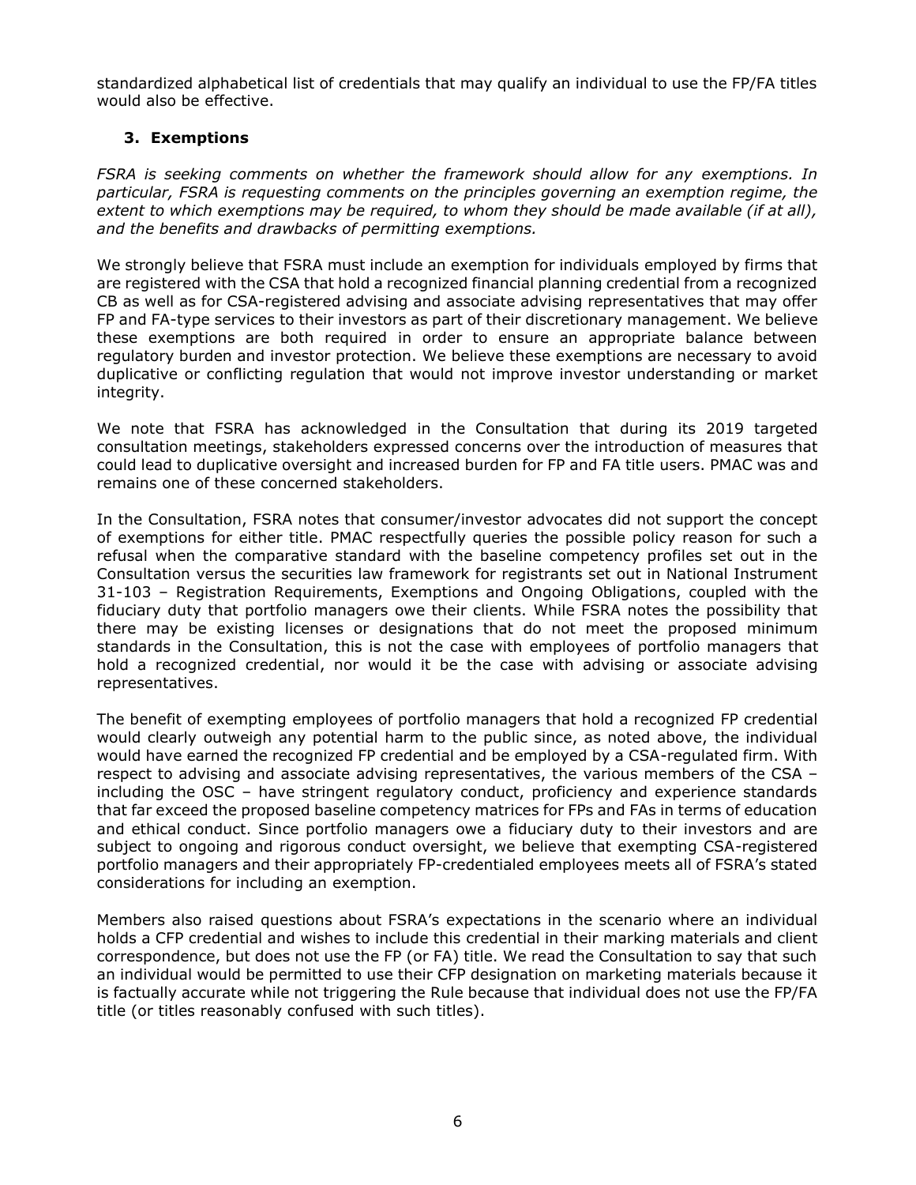standardized alphabetical list of credentials that may qualify an individual to use the FP/FA titles would also be effective.

### 3. Exemptions

*FSRA is seeking comments on whether the framework should allow for any exemptions. In particular, FSRA is requesting comments on the principles governing an exemption regime, the extent to which exemptions may be required, to whom they should be made available (if at all), and the benefits and drawbacks of permitting exemptions.*

We strongly believe that FSRA must include an exemption for individuals employed by firms that are registered with the CSA that hold a recognized financial planning credential from a recognized CB as well as for CSA-registered advising and associate advising representatives that may offer FP and FA-type services to their investors as part of their discretionary management. We believe these exemptions are both required in order to ensure an appropriate balance between regulatory burden and investor protection. We believe these exemptions are necessary to avoid duplicative or conflicting regulation that would not improve investor understanding or market integrity.

We note that FSRA has acknowledged in the Consultation that during its 2019 targeted consultation meetings, stakeholders expressed concerns over the introduction of measures that could lead to duplicative oversight and increased burden for FP and FA title users. PMAC was and remains one of these concerned stakeholders.

In the Consultation, FSRA notes that consumer/investor advocates did not support the concept of exemptions for either title. PMAC respectfully queries the possible policy reason for such a refusal when the comparative standard with the baseline competency profiles set out in the Consultation versus the securities law framework for registrants set out in National Instrument 31-103 – Registration Requirements, Exemptions and Ongoing Obligations, coupled with the fiduciary duty that portfolio managers owe their clients. While FSRA notes the possibility that there may be existing licenses or designations that do not meet the proposed minimum standards in the Consultation, this is not the case with employees of portfolio managers that hold a recognized credential, nor would it be the case with advising or associate advising representatives.

The benefit of exempting employees of portfolio managers that hold a recognized FP credential would clearly outweigh any potential harm to the public since, as noted above, the individual would have earned the recognized FP credential and be employed by a CSA-regulated firm. With respect to advising and associate advising representatives, the various members of the CSA – including the OSC – have stringent regulatory conduct, proficiency and experience standards that far exceed the proposed baseline competency matrices for FPs and FAs in terms of education and ethical conduct. Since portfolio managers owe a fiduciary duty to their investors and are subject to ongoing and rigorous conduct oversight, we believe that exempting CSA-registered portfolio managers and their appropriately FP-credentialed employees meets all of FSRA's stated considerations for including an exemption.

Members also raised questions about FSRA's expectations in the scenario where an individual holds a CFP credential and wishes to include this credential in their marking materials and client correspondence, but does not use the FP (or FA) title. We read the Consultation to say that such an individual would be permitted to use their CFP designation on marketing materials because it is factually accurate while not triggering the Rule because that individual does not use the FP/FA title (or titles reasonably confused with such titles).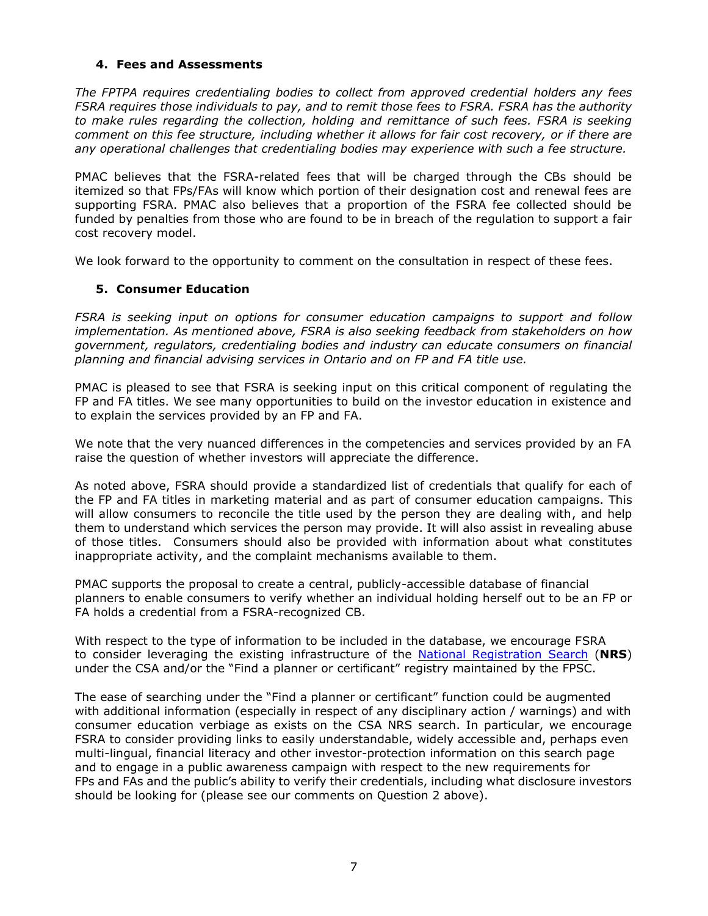## 4. Fees and Assessments

*The FPTPA requires credentialing bodies to collect from approved credential holders any fees FSRA requires those individuals to pay, and to remit those fees to FSRA. FSRA has the authority to make rules regarding the collection, holding and remittance of such fees. FSRA is seeking comment on this fee structure, including whether it allows for fair cost recovery, or if there are any operational challenges that credentialing bodies may experience with such a fee structure.*

PMAC believes that the FSRA-related fees that will be charged through the CBs should be itemized so that FPs/FAs will know which portion of their designation cost and renewal fees are supporting FSRA. PMAC also believes that a proportion of the FSRA fee collected should be funded by penalties from those who are found to be in breach of the regulation to support a fair cost recovery model.

We look forward to the opportunity to comment on the consultation in respect of these fees.

## 5. Consumer Education

*FSRA is seeking input on options for consumer education campaigns to support and follow implementation. As mentioned above, FSRA is also seeking feedback from stakeholders on how government, regulators, credentialing bodies and industry can educate consumers on financial planning and financial advising services in Ontario and on FP and FA title use.*

PMAC is pleased to see that FSRA is seeking input on this critical component of regulating the FP and FA titles. We see many opportunities to build on the investor education in existence and to explain the services provided by an FP and FA.

We note that the very nuanced differences in the competencies and services provided by an FA raise the question of whether investors will appreciate the difference.

As noted above, FSRA should provide a standardized list of credentials that qualify for each of the FP and FA titles in marketing material and as part of consumer education campaigns. This will allow consumers to reconcile the title used by the person they are dealing with, and help them to understand which services the person may provide. It will also assist in revealing abuse of those titles. Consumers should also be provided with information about what constitutes inappropriate activity, and the complaint mechanisms available to them.

PMAC supports the proposal to create a central, publicly-accessible database of financial planners to enable consumers to verify whether an individual holding herself out to be an FP or FA holds a credential from a FSRA-recognized CB.

With respect to the type of information to be included in the database, we encourage FSRA to consider leveraging the existing infrastructure of the National Registration Search (**NRS**) under the CSA and/or the "Find a planner or certificant" registry maintained by the FPSC.

The ease of searching under the "Find a planner or certificant" function could be augmented with additional information (especially in respect of any disciplinary action / warnings) and with consumer education verbiage as exists on the CSA NRS search. In particular, we encourage FSRA to consider providing links to easily understandable, widely accessible and, perhaps even multi-lingual, financial literacy and other investor-protection information on this search page and to engage in a public awareness campaign with respect to the new requirements for FPs and FAs and the public's ability to verify their credentials, including what disclosure investors should be looking for (please see our comments on Question 2 above).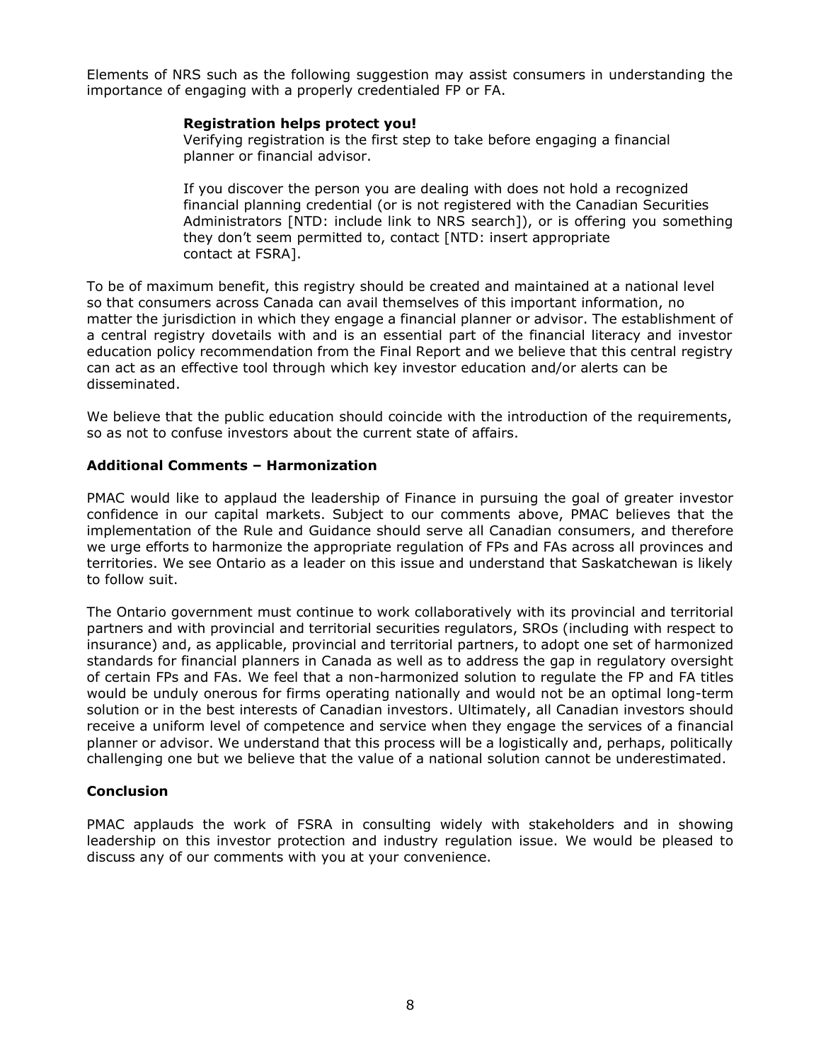Elements of NRS such as the following suggestion may assist consumers in understanding the importance of engaging with a properly credentialed FP or FA.

> **Registration helps protect you!**
> Verifying registration is the first step to take before engaging a financial planner or financial advisor.
>
> If you discover the person you are dealing with does not hold a recognized financial planning credential (or is not registered with the Canadian Securities Administrators [NTD: include link to NRS search]), or is offering you something they don't seem permitted to, contact [NTD: insert appropriate contact at FSRA].

To be of maximum benefit, this registry should be created and maintained at a national level so that consumers across Canada can avail themselves of this important information, no matter the jurisdiction in which they engage a financial planner or advisor. The establishment of a central registry dovetails with and is an essential part of the financial literacy and investor education policy recommendation from the Final Report and we believe that this central registry can act as an effective tool through which key investor education and/or alerts can be disseminated.

We believe that the public education should coincide with the introduction of the requirements, so as not to confuse investors about the current state of affairs.

**Additional Comments – Harmonization**

PMAC would like to applaud the leadership of Finance in pursuing the goal of greater investor confidence in our capital markets. Subject to our comments above, PMAC believes that the implementation of the Rule and Guidance should serve all Canadian consumers, and therefore we urge efforts to harmonize the appropriate regulation of FPs and FAs across all provinces and territories. We see Ontario as a leader on this issue and understand that Saskatchewan is likely to follow suit.

The Ontario government must continue to work collaboratively with its provincial and territorial partners and with provincial and territorial securities regulators, SROs (including with respect to insurance) and, as applicable, provincial and territorial partners, to adopt one set of harmonized standards for financial planners in Canada as well as to address the gap in regulatory oversight of certain FPs and FAs. We feel that a non-harmonized solution to regulate the FP and FA titles would be unduly onerous for firms operating nationally and would not be an optimal long-term solution or in the best interests of Canadian investors. Ultimately, all Canadian investors should receive a uniform level of competence and service when they engage the services of a financial planner or advisor. We understand that this process will be a logistically and, perhaps, politically challenging one but we believe that the value of a national solution cannot be underestimated.

**Conclusion**

PMAC applauds the work of FSRA in consulting widely with stakeholders and in showing leadership on this investor protection and industry regulation issue. We would be pleased to discuss any of our comments with you at your convenience.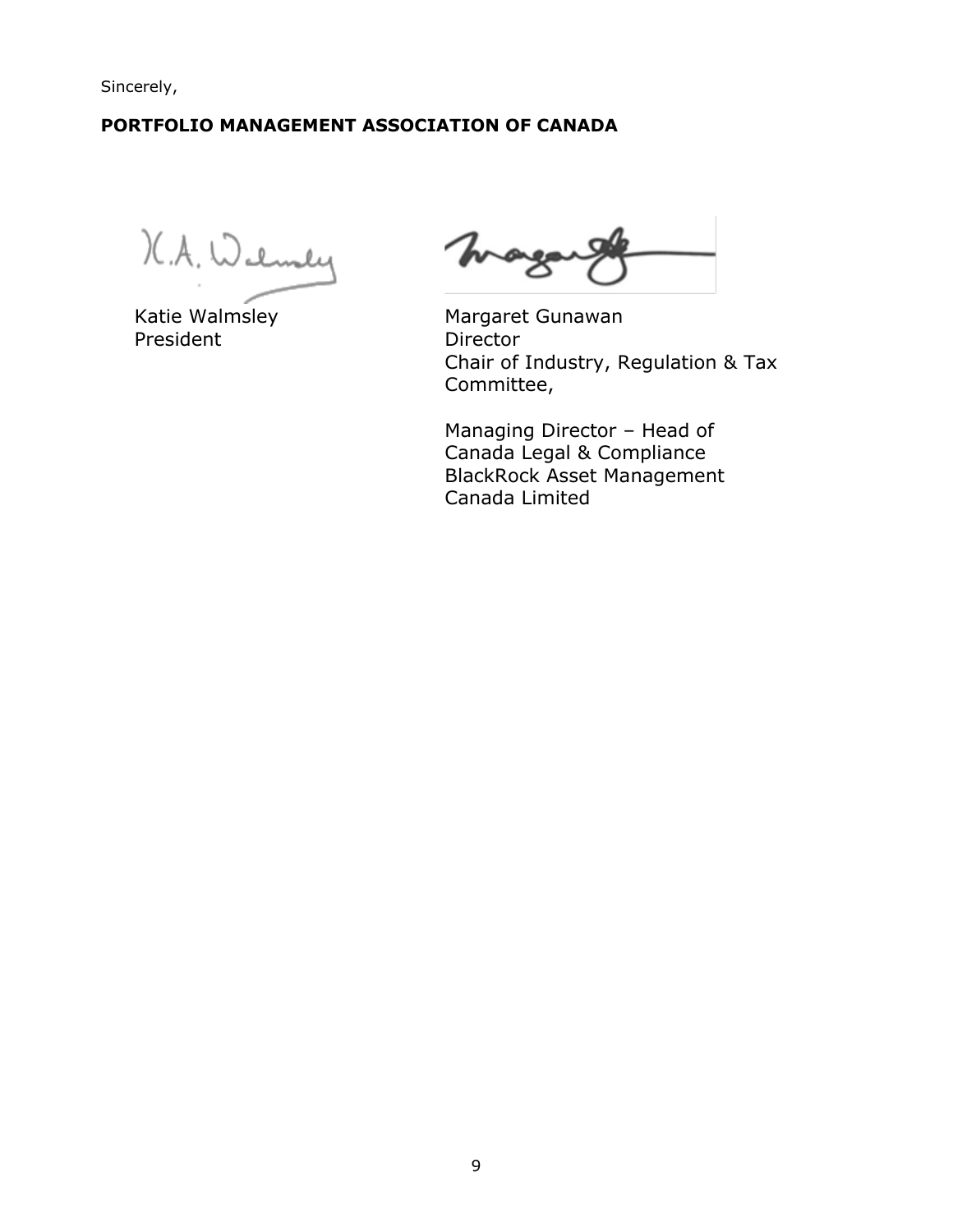Sincerely,

**PORTFOLIO MANAGEMENT ASSOCIATION OF CANADA**

Katie Walmsley
President

Margaret Gunawan
Director
Chair of Industry, Regulation & Tax Committee,

Managing Director – Head of Canada Legal & Compliance
BlackRock Asset Management Canada Limited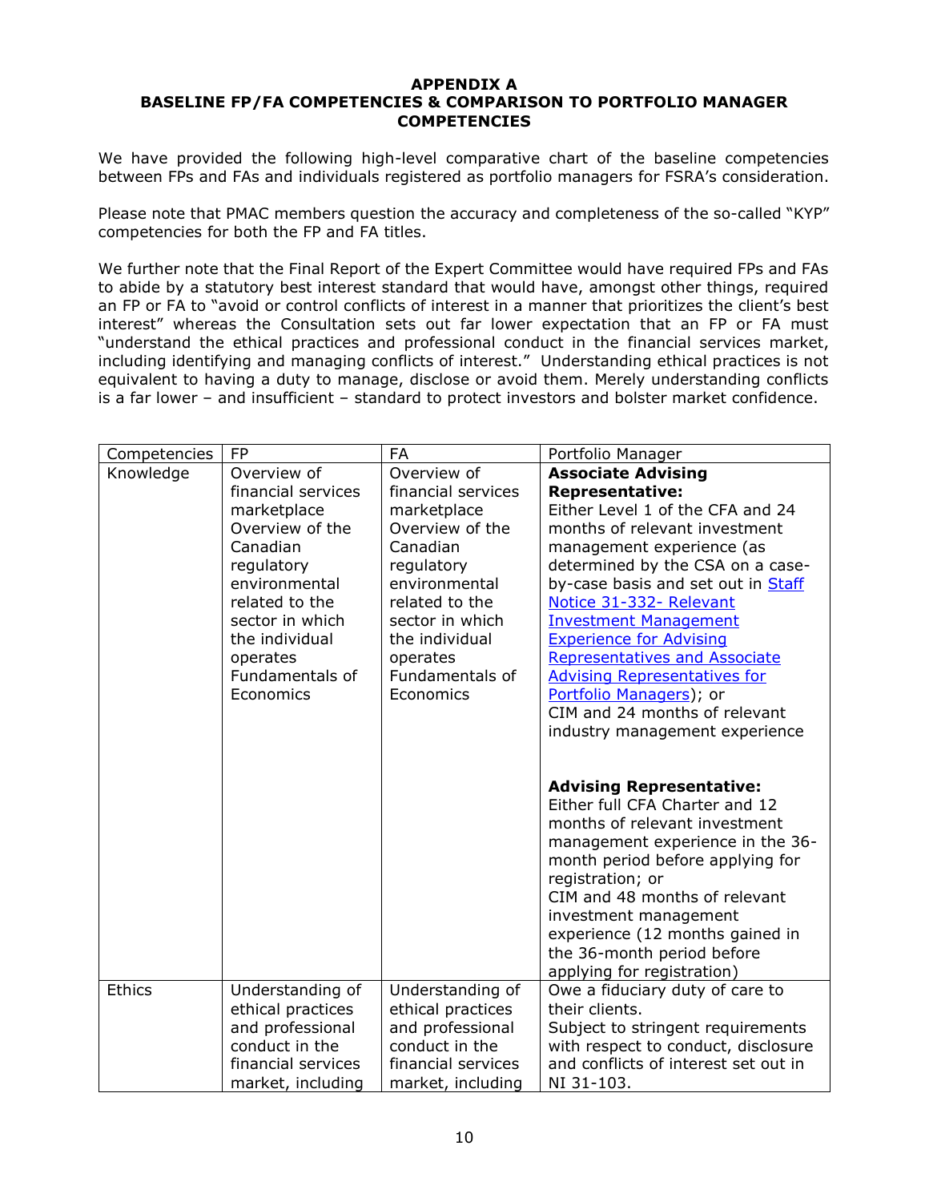## APPENDIX A
## BASELINE FP/FA COMPETENCIES & COMPARISON TO PORTFOLIO MANAGER COMPETENCIES

We have provided the following high-level comparative chart of the baseline competencies between FPs and FAs and individuals registered as portfolio managers for FSRA's consideration.

Please note that PMAC members question the accuracy and completeness of the so-called "KYP" competencies for both the FP and FA titles.

We further note that the Final Report of the Expert Committee would have required FPs and FAs to abide by a statutory best interest standard that would have, amongst other things, required an FP or FA to "avoid or control conflicts of interest in a manner that prioritizes the client's best interest" whereas the Consultation sets out far lower expectation that an FP or FA must "understand the ethical practices and professional conduct in the financial services market, including identifying and managing conflicts of interest." Understanding ethical practices is not equivalent to having a duty to manage, disclose or avoid them. Merely understanding conflicts is a far lower – and insufficient – standard to protect investors and bolster market confidence.

| Competencies | FP | FA | Portfolio Manager |
|---|---|---|---|
| Knowledge | Overview of financial services marketplace<br>Overview of the Canadian regulatory environmental related to the sector in which the individual operates<br>Fundamentals of Economics | Overview of financial services marketplace<br>Overview of the Canadian regulatory environmental related to the sector in which the individual operates<br>Fundamentals of Economics | **Associate Advising Representative:**<br>Either Level 1 of the CFA and 24 months of relevant investment management experience (as determined by the CSA on a case-by-case basis and set out in [Staff Notice 31-332- Relevant Investment Management Experience for Advising Representatives and Associate Advising Representatives for Portfolio Managers]); or<br>CIM and 24 months of relevant industry management experience<br><br>**Advising Representative:**<br>Either full CFA Charter and 12 months of relevant investment management experience in the 36-month period before applying for registration; or<br>CIM and 48 months of relevant investment management experience (12 months gained in the 36-month period before applying for registration) |
| Ethics | Understanding of ethical practices and professional conduct in the financial services market, including | Understanding of ethical practices and professional conduct in the financial services market, including | Owe a fiduciary duty of care to their clients.<br>Subject to stringent requirements with respect to conduct, disclosure and conflicts of interest set out in NI 31-103. |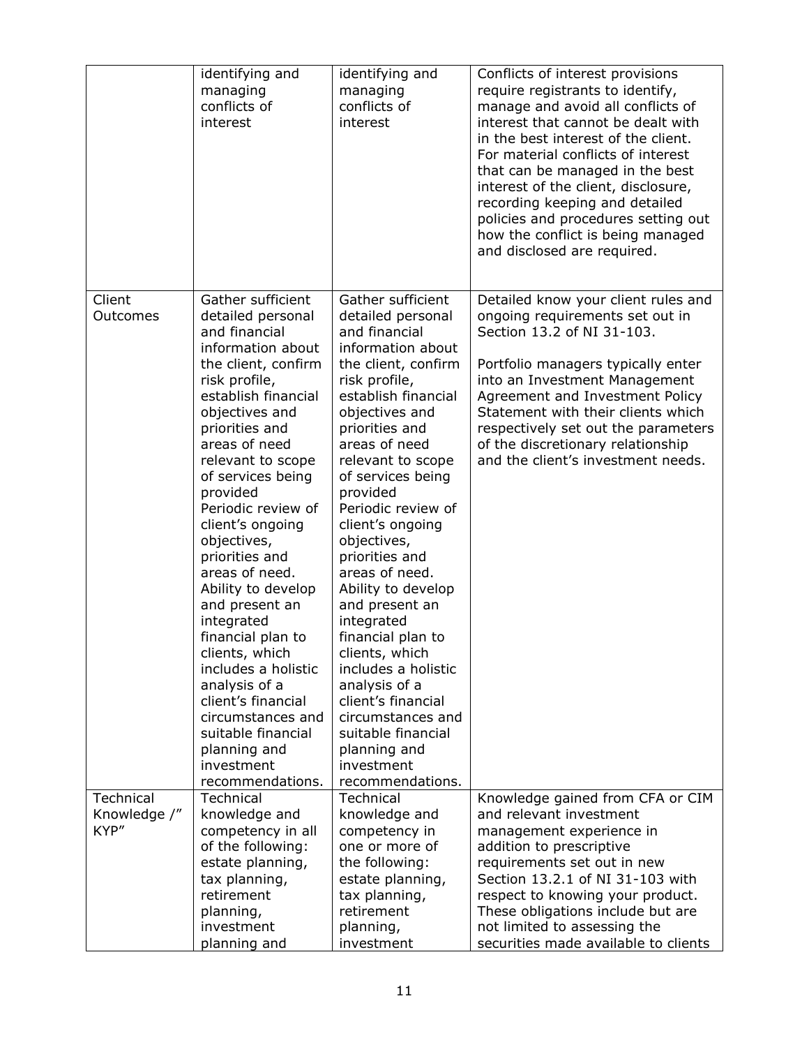| | | | |
|---|---|---|---|
| | identifying and managing conflicts of interest | identifying and managing conflicts of interest | Conflicts of interest provisions require registrants to identify, manage and avoid all conflicts of interest that cannot be dealt with in the best interest of the client. For material conflicts of interest that can be managed in the best interest of the client, disclosure, recording keeping and detailed policies and procedures setting out how the conflict is being managed and disclosed are required. |
| Client Outcomes | Gather sufficient detailed personal and financial information about the client, confirm risk profile, establish financial objectives and priorities and areas of need relevant to scope of services being provided<br>Periodic review of client's ongoing objectives, priorities and areas of need.<br>Ability to develop and present an integrated financial plan to clients, which includes a holistic analysis of a client's financial circumstances and suitable financial planning and investment recommendations. | Gather sufficient detailed personal and financial information about the client, confirm risk profile, establish financial objectives and priorities and areas of need relevant to scope of services being provided<br>Periodic review of client's ongoing objectives, priorities and areas of need.<br>Ability to develop and present an integrated financial plan to clients, which includes a holistic analysis of a client's financial circumstances and suitable financial planning and investment recommendations. | Detailed know your client rules and ongoing requirements set out in Section 13.2 of NI 31-103.<br><br>Portfolio managers typically enter into an Investment Management Agreement and Investment Policy Statement with their clients which respectively set out the parameters of the discretionary relationship and the client's investment needs. |
| Technical Knowledge /" KYP" | Technical knowledge and competency in all of the following: estate planning, tax planning, retirement planning, investment planning and | Technical knowledge and competency in one or more of the following: estate planning, tax planning, retirement planning, investment | Knowledge gained from CFA or CIM and relevant investment management experience in addition to prescriptive requirements set out in new Section 13.2.1 of NI 31-103 with respect to knowing your product. These obligations include but are not limited to assessing the securities made available to clients |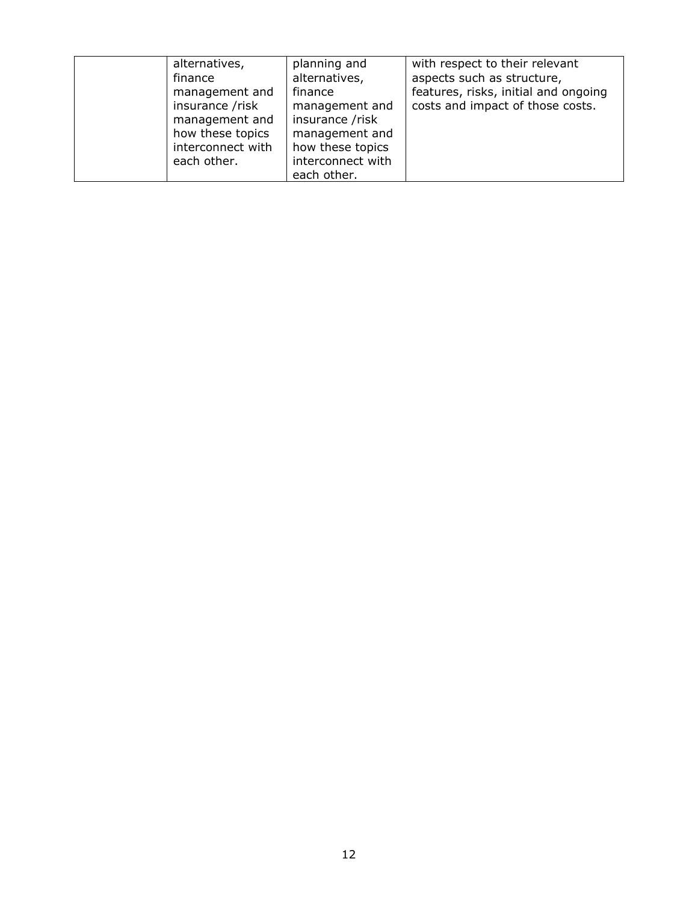| | | | |
|---|---|---|---|
| | alternatives, finance management and insurance /risk management and how these topics interconnect with each other. | planning and alternatives, finance management and insurance /risk management and how these topics interconnect with each other. | with respect to their relevant aspects such as structure, features, risks, initial and ongoing costs and impact of those costs. |